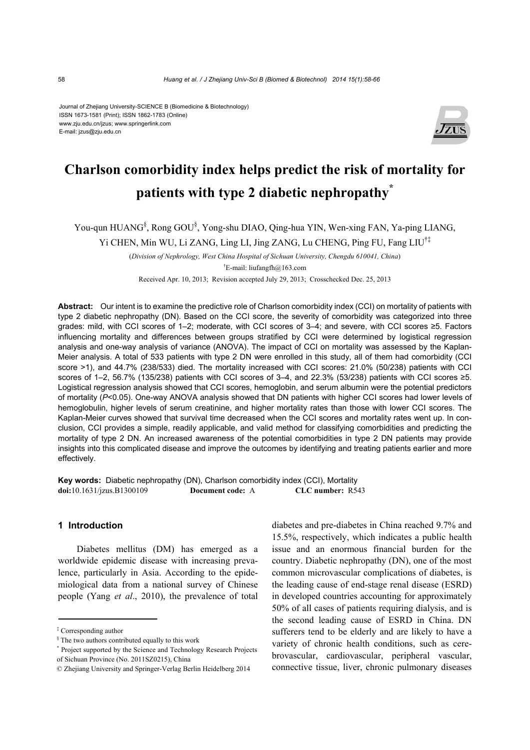Journal of Zhejiang University-SCIENCE B (Biomedicine & Biotechnology)
ISSN 1673-1581 (Print); ISSN 1862-1783 (Online)
www.zju.edu.cn/jzus; www.springerlink.com
E-mail: jzus@zju.edu.cn

# Charlson comorbidity index helps predict the risk of mortality for patients with type 2 diabetic nephropathy*

You-qun HUANG[§], Rong GOU[§], Yong-shu DIAO, Qing-hua YIN, Wen-xing FAN, Ya-ping LIANG, Yi CHEN, Min WU, Li ZANG, Ling LI, Jing ZANG, Lu CHENG, Ping FU, Fang LIU[†‡]

(*Division of Nephrology, West China Hospital of Sichuan University, Chengdu 610041, China*)

[†]E-mail: liufangfh@163.com

Received Apr. 10, 2013; Revision accepted July 29, 2013; Crosschecked Dec. 25, 2013

**Abstract:** Our intent is to examine the predictive role of Charlson comorbidity index (CCI) on mortality of patients with type 2 diabetic nephropathy (DN). Based on the CCI score, the severity of comorbidity was categorized into three grades: mild, with CCI scores of 1–2; moderate, with CCI scores of 3–4; and severe, with CCI scores ≥5. Factors influencing mortality and differences between groups stratified by CCI were determined by logistical regression analysis and one-way analysis of variance (ANOVA). The impact of CCI on mortality was assessed by the Kaplan-Meier analysis. A total of 533 patients with type 2 DN were enrolled in this study, all of them had comorbidity (CCI score >1), and 44.7% (238/533) died. The mortality increased with CCI scores: 21.0% (50/238) patients with CCI scores of 1–2, 56.7% (135/238) patients with CCI scores of 3–4, and 22.3% (53/238) patients with CCI scores ≥5. Logistical regression analysis showed that CCI scores, hemoglobin, and serum albumin were the potential predictors of mortality (*P*<0.05). One-way ANOVA analysis showed that DN patients with higher CCI scores had lower levels of hemoglobulin, higher levels of serum creatinine, and higher mortality rates than those with lower CCI scores. The Kaplan-Meier curves showed that survival time decreased when the CCI scores and mortality rates went up. In conclusion, CCI provides a simple, readily applicable, and valid method for classifying comorbidities and predicting the mortality of type 2 DN. An increased awareness of the potential comorbidities in type 2 DN patients may provide insights into this complicated disease and improve the outcomes by identifying and treating patients earlier and more effectively.

**Key words:** Diabetic nephropathy (DN), Charlson comorbidity index (CCI), Mortality
**doi:**10.1631/jzus.B1300109 **Document code:** A **CLC number:** R543

## 1 Introduction

Diabetes mellitus (DM) has emerged as a worldwide epidemic disease with increasing prevalence, particularly in Asia. According to the epidemiological data from a national survey of Chinese people (Yang *et al*., 2010), the prevalence of total diabetes and pre-diabetes in China reached 9.7% and 15.5%, respectively, which indicates a public health issue and an enormous financial burden for the country. Diabetic nephropathy (DN), one of the most common microvascular complications of diabetes, is the leading cause of end-stage renal disease (ESRD) in developed countries accounting for approximately 50% of all cases of patients requiring dialysis, and is the second leading cause of ESRD in China. DN sufferers tend to be elderly and are likely to have a variety of chronic health conditions, such as cerebrovascular, cardiovascular, peripheral vascular, connective tissue, liver, chronic pulmonary diseases

---

[‡] Corresponding author

[§] The two authors contributed equally to this work

[*] Project supported by the Science and Technology Research Projects of Sichuan Province (No. 2011SZ0215), China

© Zhejiang University and Springer-Verlag Berlin Heidelberg 2014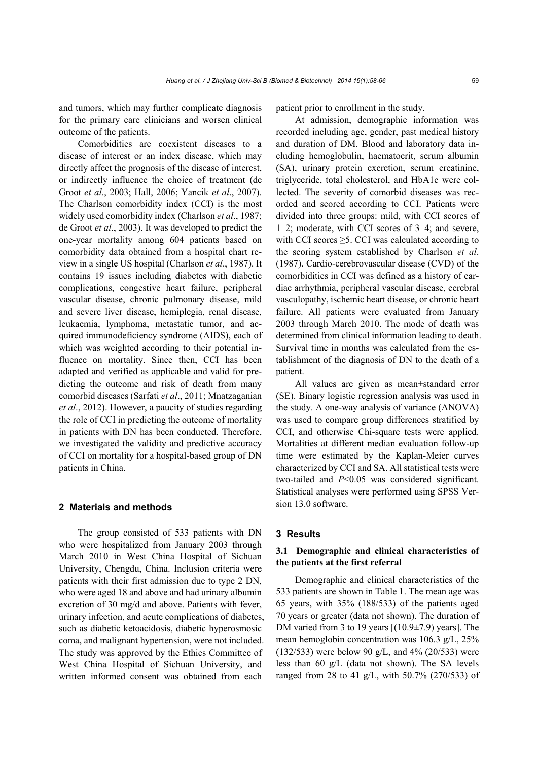and tumors, which may further complicate diagnosis for the primary care clinicians and worsen clinical outcome of the patients.

Comorbidities are coexistent diseases to a disease of interest or an index disease, which may directly affect the prognosis of the disease of interest, or indirectly influence the choice of treatment (de Groot *et al*., 2003; Hall, 2006; Yancik *et al*., 2007). The Charlson comorbidity index (CCI) is the most widely used comorbidity index (Charlson *et al*., 1987; de Groot *et al*., 2003). It was developed to predict the one-year mortality among 604 patients based on comorbidity data obtained from a hospital chart review in a single US hospital (Charlson *et al*., 1987). It contains 19 issues including diabetes with diabetic complications, congestive heart failure, peripheral vascular disease, chronic pulmonary disease, mild and severe liver disease, hemiplegia, renal disease, leukaemia, lymphoma, metastatic tumor, and acquired immunodeficiency syndrome (AIDS), each of which was weighted according to their potential influence on mortality. Since then, CCI has been adapted and verified as applicable and valid for predicting the outcome and risk of death from many comorbid diseases (Sarfati *et al*., 2011; Mnatzaganian *et al*., 2012). However, a paucity of studies regarding the role of CCI in predicting the outcome of mortality in patients with DN has been conducted. Therefore, we investigated the validity and predictive accuracy of CCI on mortality for a hospital-based group of DN patients in China.

## 2 Materials and methods

The group consisted of 533 patients with DN who were hospitalized from January 2003 through March 2010 in West China Hospital of Sichuan University, Chengdu, China. Inclusion criteria were patients with their first admission due to type 2 DN, who were aged 18 and above and had urinary albumin excretion of 30 mg/d and above. Patients with fever, urinary infection, and acute complications of diabetes, such as diabetic ketoacidosis, diabetic hyperosmosic coma, and malignant hypertension, were not included. The study was approved by the Ethics Committee of West China Hospital of Sichuan University, and written informed consent was obtained from each patient prior to enrollment in the study.

At admission, demographic information was recorded including age, gender, past medical history and duration of DM. Blood and laboratory data including hemoglobulin, haematocrit, serum albumin (SA), urinary protein excretion, serum creatinine, triglyceride, total cholesterol, and HbA1c were collected. The severity of comorbid diseases was recorded and scored according to CCI. Patients were divided into three groups: mild, with CCI scores of 1–2; moderate, with CCI scores of 3–4; and severe, with CCI scores ≥5. CCI was calculated according to the scoring system established by Charlson *et al*. (1987). Cardio-cerebrovascular disease (CVD) of the comorbidities in CCI was defined as a history of cardiac arrhythmia, peripheral vascular disease, cerebral vasculopathy, ischemic heart disease, or chronic heart failure. All patients were evaluated from January 2003 through March 2010. The mode of death was determined from clinical information leading to death. Survival time in months was calculated from the establishment of the diagnosis of DN to the death of a patient.

All values are given as mean±standard error (SE). Binary logistic regression analysis was used in the study. A one-way analysis of variance (ANOVA) was used to compare group differences stratified by CCI, and otherwise Chi-square tests were applied. Mortalities at different median evaluation follow-up time were estimated by the Kaplan-Meier curves characterized by CCI and SA. All statistical tests were two-tailed and $P<0.05$ was considered significant. Statistical analyses were performed using SPSS Version 13.0 software.

## 3 Results

### 3.1 Demographic and clinical characteristics of the patients at the first referral

Demographic and clinical characteristics of the 533 patients are shown in Table 1. The mean age was 65 years, with 35% (188/533) of the patients aged 70 years or greater (data not shown). The duration of DM varied from 3 to 19 years [(10.9±7.9) years]. The mean hemoglobin concentration was 106.3 g/L, 25% (132/533) were below 90 g/L, and 4% (20/533) were less than 60 g/L (data not shown). The SA levels ranged from 28 to 41 g/L, with 50.7% (270/533) of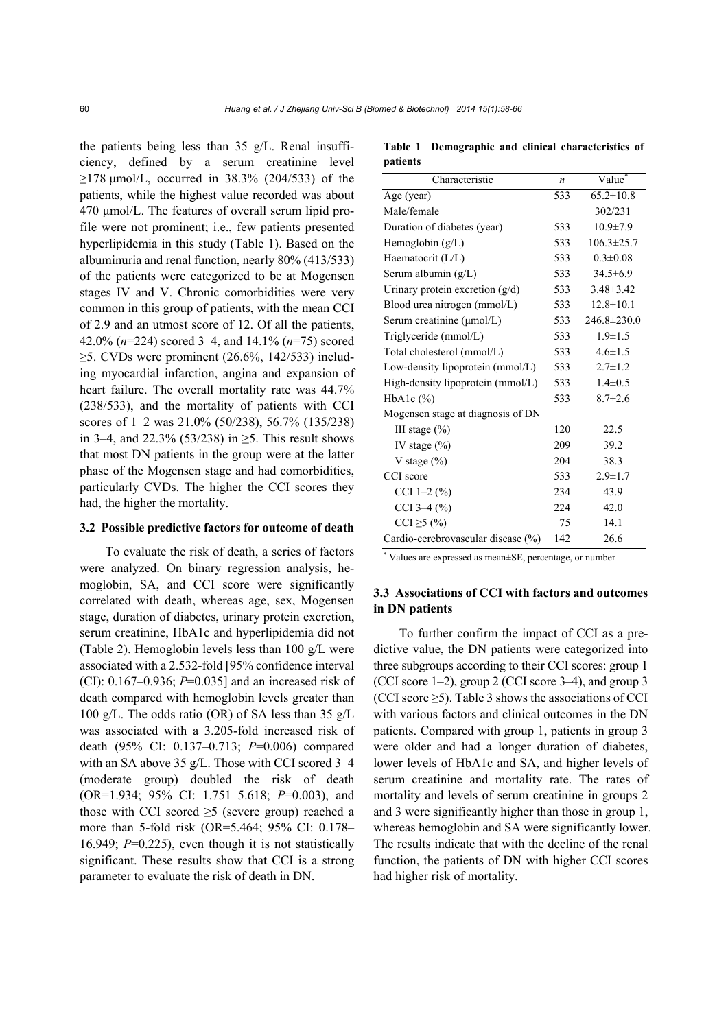the patients being less than 35 g/L. Renal insufficiency, defined by a serum creatinine level ≥178 µmol/L, occurred in 38.3% (204/533) of the patients, while the highest value recorded was about 470 µmol/L. The features of overall serum lipid profile were not prominent; i.e., few patients presented hyperlipidemia in this study (Table 1). Based on the albuminuria and renal function, nearly 80% (413/533) of the patients were categorized to be at Mogensen stages IV and V. Chronic comorbidities were very common in this group of patients, with the mean CCI of 2.9 and an utmost score of 12. Of all the patients, 42.0% (*n*=224) scored 3–4, and 14.1% (*n*=75) scored ≥5. CVDs were prominent (26.6%, 142/533) including myocardial infarction, angina and expansion of heart failure. The overall mortality rate was 44.7% (238/533), and the mortality of patients with CCI scores of 1–2 was 21.0% (50/238), 56.7% (135/238) in 3–4, and 22.3% (53/238) in ≥5. This result shows that most DN patients in the group were at the latter phase of the Mogensen stage and had comorbidities, particularly CVDs. The higher the CCI scores they had, the higher the mortality.

### 3.2 Possible predictive factors for outcome of death

To evaluate the risk of death, a series of factors were analyzed. On binary regression analysis, hemoglobin, SA, and CCI score were significantly correlated with death, whereas age, sex, Mogensen stage, duration of diabetes, urinary protein excretion, serum creatinine, HbA1c and hyperlipidemia did not (Table 2). Hemoglobin levels less than 100 g/L were associated with a 2.532-fold [95% confidence interval (CI): 0.167–0.936; *P*=0.035] and an increased risk of death compared with hemoglobin levels greater than 100 g/L. The odds ratio (OR) of SA less than 35 g/L was associated with a 3.205-fold increased risk of death (95% CI: 0.137–0.713; *P*=0.006) compared with an SA above 35 g/L. Those with CCI scored 3–4 (moderate group) doubled the risk of death (OR=1.934; 95% CI: 1.751–5.618; *P*=0.003), and those with CCI scored ≥5 (severe group) reached a more than 5-fold risk (OR=5.464; 95% CI: 0.178–16.949; *P*=0.225), even though it is not statistically significant. These results show that CCI is a strong parameter to evaluate the risk of death in DN.

**Table 1 Demographic and clinical characteristics of patients**

| Characteristic | *n* | Value* |
|---|---|---|
| Age (year) | 533 | 65.2±10.8 |
| Male/female | | 302/231 |
| Duration of diabetes (year) | 533 | 10.9±7.9 |
| Hemoglobin (g/L) | 533 | 106.3±25.7 |
| Haematocrit (L/L) | 533 | 0.3±0.08 |
| Serum albumin (g/L) | 533 | 34.5±6.9 |
| Urinary protein excretion (g/d) | 533 | 3.48±3.42 |
| Blood urea nitrogen (mmol/L) | 533 | 12.8±10.1 |
| Serum creatinine (µmol/L) | 533 | 246.8±230.0 |
| Triglyceride (mmol/L) | 533 | 1.9±1.5 |
| Total cholesterol (mmol/L) | 533 | 4.6±1.5 |
| Low-density lipoprotein (mmol/L) | 533 | 2.7±1.2 |
| High-density lipoprotein (mmol/L) | 533 | 1.4±0.5 |
| HbA1c (%) | 533 | 8.7±2.6 |
| Mogensen stage at diagnosis of DN | | |
| III stage (%) | 120 | 22.5 |
| IV stage (%) | 209 | 39.2 |
| V stage (%) | 204 | 38.3 |
| CCI score | 533 | 2.9±1.7 |
| CCI 1–2 (%) | 234 | 43.9 |
| CCI 3–4 (%) | 224 | 42.0 |
| CCI ≥5 (%) | 75 | 14.1 |
| Cardio-cerebrovascular disease (%) | 142 | 26.6 |

* Values are expressed as mean±SE, percentage, or number

### 3.3 Associations of CCI with factors and outcomes in DN patients

To further confirm the impact of CCI as a predictive value, the DN patients were categorized into three subgroups according to their CCI scores: group 1 (CCI score 1–2), group 2 (CCI score 3–4), and group 3 (CCI score ≥5). Table 3 shows the associations of CCI with various factors and clinical outcomes in the DN patients. Compared with group 1, patients in group 3 were older and had a longer duration of diabetes, lower levels of HbA1c and SA, and higher levels of serum creatinine and mortality rate. The rates of mortality and levels of serum creatinine in groups 2 and 3 were significantly higher than those in group 1, whereas hemoglobin and SA were significantly lower. The results indicate that with the decline of the renal function, the patients of DN with higher CCI scores had higher risk of mortality.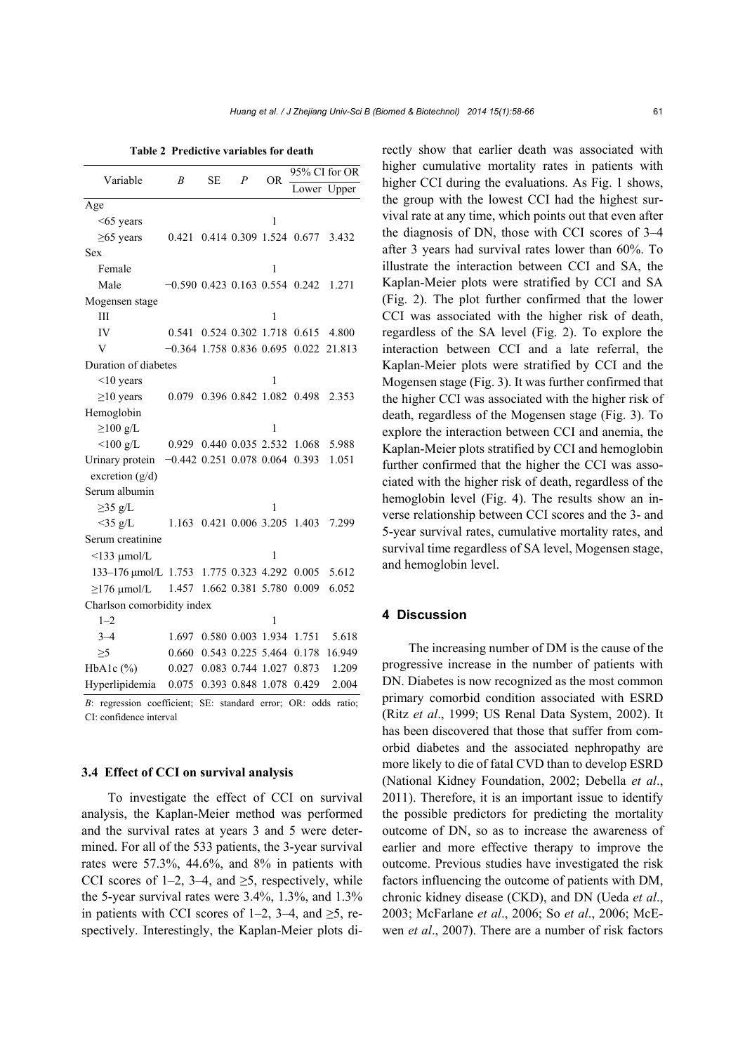**Table 2 Predictive variables for death**

| Variable | *B* | SE | *P* | OR | 95% CI for OR | |
|---|---|---|---|---|---|---|
| | | | | | Lower | Upper |
| Age | | | | | | |
| <65 years | | | | 1 | | |
| ≥65 years | 0.421 | 0.414 | 0.309 | 1.524 | 0.677 | 3.432 |
| Sex | | | | | | |
| Female | | | | 1 | | |
| Male | −0.590 | 0.423 | 0.163 | 0.554 | 0.242 | 1.271 |
| Mogensen stage | | | | | | |
| III | | | | 1 | | |
| IV | 0.541 | 0.524 | 0.302 | 1.718 | 0.615 | 4.800 |
| V | −0.364 | 1.758 | 0.836 | 0.695 | 0.022 | 21.813 |
| Duration of diabetes | | | | | | |
| <10 years | | | | 1 | | |
| ≥10 years | 0.079 | 0.396 | 0.842 | 1.082 | 0.498 | 2.353 |
| Hemoglobin | | | | | | |
| ≥100 g/L | | | | 1 | | |
| <100 g/L | 0.929 | 0.440 | 0.035 | 2.532 | 1.068 | 5.988 |
| Urinary protein excretion (g/d) | −0.442 | 0.251 | 0.078 | 0.064 | 0.393 | 1.051 |
| Serum albumin | | | | | | |
| ≥35 g/L | | | | 1 | | |
| <35 g/L | 1.163 | 0.421 | 0.006 | 3.205 | 1.403 | 7.299 |
| Serum creatinine | | | | | | |
| <133 μmol/L | | | | 1 | | |
| 133–176 μmol/L | 1.753 | 1.775 | 0.323 | 4.292 | 0.005 | 5.612 |
| ≥176 μmol/L | 1.457 | 1.662 | 0.381 | 5.780 | 0.009 | 6.052 |
| Charlson comorbidity index | | | | | | |
| 1–2 | | | | 1 | | |
| 3–4 | 1.697 | 0.580 | 0.003 | 1.934 | 1.751 | 5.618 |
| ≥5 | 0.660 | 0.543 | 0.225 | 5.464 | 0.178 | 16.949 |
| HbA1c (%) | 0.027 | 0.083 | 0.744 | 1.027 | 0.873 | 1.209 |
| Hyperlipidemia | 0.075 | 0.393 | 0.848 | 1.078 | 0.429 | 2.004 |

*B*: regression coefficient; SE: standard error; OR: odds ratio; CI: confidence interval

### 3.4 Effect of CCI on survival analysis

To investigate the effect of CCI on survival analysis, the Kaplan-Meier method was performed and the survival rates at years 3 and 5 were determined. For all of the 533 patients, the 3-year survival rates were 57.3%, 44.6%, and 8% in patients with CCI scores of 1–2, 3–4, and ≥5, respectively, while the 5-year survival rates were 3.4%, 1.3%, and 1.3% in patients with CCI scores of 1–2, 3–4, and ≥5, respectively. Interestingly, the Kaplan-Meier plots directly show that earlier death was associated with higher cumulative mortality rates in patients with higher CCI during the evaluations. As Fig. 1 shows, the group with the lowest CCI had the highest survival rate at any time, which points out that even after the diagnosis of DN, those with CCI scores of 3–4 after 3 years had survival rates lower than 60%. To illustrate the interaction between CCI and SA, the Kaplan-Meier plots were stratified by CCI and SA (Fig. 2). The plot further confirmed that the lower CCI was associated with the higher risk of death, regardless of the SA level (Fig. 2). To explore the interaction between CCI and a late referral, the Kaplan-Meier plots were stratified by CCI and the Mogensen stage (Fig. 3). It was further confirmed that the higher CCI was associated with the higher risk of death, regardless of the Mogensen stage (Fig. 3). To explore the interaction between CCI and anemia, the Kaplan-Meier plots stratified by CCI and hemoglobin further confirmed that the higher the CCI was associated with the higher risk of death, regardless of the hemoglobin level (Fig. 4). The results show an inverse relationship between CCI scores and the 3- and 5-year survival rates, cumulative mortality rates, and survival time regardless of SA level, Mogensen stage, and hemoglobin level.

## 4 Discussion

The increasing number of DM is the cause of the progressive increase in the number of patients with DN. Diabetes is now recognized as the most common primary comorbid condition associated with ESRD (Ritz *et al*., 1999; US Renal Data System, 2002). It has been discovered that those that suffer from comorbid diabetes and the associated nephropathy are more likely to die of fatal CVD than to develop ESRD (National Kidney Foundation, 2002; Debella *et al*., 2011). Therefore, it is an important issue to identify the possible predictors for predicting the mortality outcome of DN, so as to increase the awareness of earlier and more effective therapy to improve the outcome. Previous studies have investigated the risk factors influencing the outcome of patients with DM, chronic kidney disease (CKD), and DN (Ueda *et al*., 2003; McFarlane *et al*., 2006; So *et al*., 2006; McEwen *et al*., 2007). There are a number of risk factors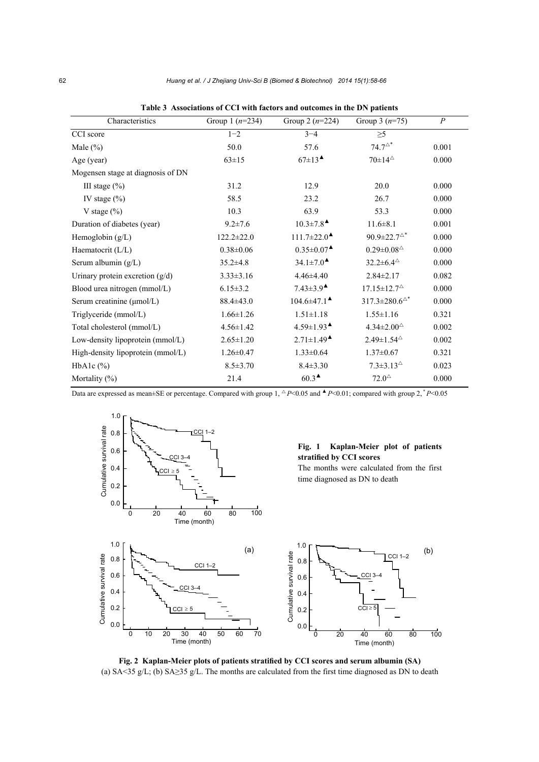**Table 3 Associations of CCI with factors and outcomes in the DN patients**

| Characteristics | Group 1 ($n$=234) | Group 2 ($n$=224) | Group 3 ($n$=75) | $P$ |
|---|---|---|---|---|
| CCI score | 1−2 | 3−4 | ≥5 | |
| Male (%) | 50.0 | 57.6 | 74.7$^{\triangle *}$ | 0.001 |
| Age (year) | 63±15 | 67±13$^{\blacktriangle}$ | 70±14$^{\triangle}$ | 0.000 |
| Mogensen stage at diagnosis of DN | | | | |
| III stage (%) | 31.2 | 12.9 | 20.0 | 0.000 |
| IV stage (%) | 58.5 | 23.2 | 26.7 | 0.000 |
| V stage (%) | 10.3 | 63.9 | 53.3 | 0.000 |
| Duration of diabetes (year) | 9.2±7.6 | 10.3±7.8$^{\blacktriangle}$ | 11.6±8.1 | 0.001 |
| Hemoglobin (g/L) | 122.2±22.0 | 111.7±22.0$^{\blacktriangle}$ | 90.9±22.7$^{\triangle *}$ | 0.000 |
| Haematocrit (L/L) | 0.38±0.06 | 0.35±0.07$^{\blacktriangle}$ | 0.29±0.08$^{\triangle}$ | 0.000 |
| Serum albumin (g/L) | 35.2±4.8 | 34.1±7.0$^{\blacktriangle}$ | 32.2±6.4$^{\triangle}$ | 0.000 |
| Urinary protein excretion (g/d) | 3.33±3.16 | 4.46±4.40 | 2.84±2.17 | 0.082 |
| Blood urea nitrogen (mmol/L) | 6.15±3.2 | 7.43±3.9$^{\blacktriangle}$ | 17.15±12.7$^{\triangle}$ | 0.000 |
| Serum creatinine (μmol/L) | 88.4±43.0 | 104.6±47.1$^{\blacktriangle}$ | 317.3±280.6$^{\triangle *}$ | 0.000 |
| Triglyceride (mmol/L) | 1.66±1.26 | 1.51±1.18 | 1.55±1.16 | 0.321 |
| Total cholesterol (mmol/L) | 4.56±1.42 | 4.59±1.93$^{\blacktriangle}$ | 4.34±2.00$^{\triangle}$ | 0.002 |
| Low-density lipoprotein (mmol/L) | 2.65±1.20 | 2.71±1.49$^{\blacktriangle}$ | 2.49±1.54$^{\triangle}$ | 0.002 |
| High-density lipoprotein (mmol/L) | 1.26±0.47 | 1.33±0.64 | 1.37±0.67 | 0.321 |
| HbA1c (%) | 8.5±3.70 | 8.4±3.30 | 7.3±3.13$^{\triangle}$ | 0.023 |
| Mortality (%) | 21.4 | 60.3$^{\blacktriangle}$ | 72.0$^{\triangle}$ | 0.000 |

Data are expressed as mean±SE or percentage. Compared with group 1, $^{\triangle}P$<0.05 and $^{\blacktriangle}P$<0.01; compared with group 2, $^{*}P$<0.05

**Fig. 1 Kaplan-Meier plot of patients stratified by CCI scores**
The months were calculated from the first time diagnosed as DN to death

**Fig. 2 Kaplan-Meier plots of patients stratified by CCI scores and serum albumin (SA)**
(a) SA<35 g/L; (b) SA≥35 g/L. The months are calculated from the first time diagnosed as DN to death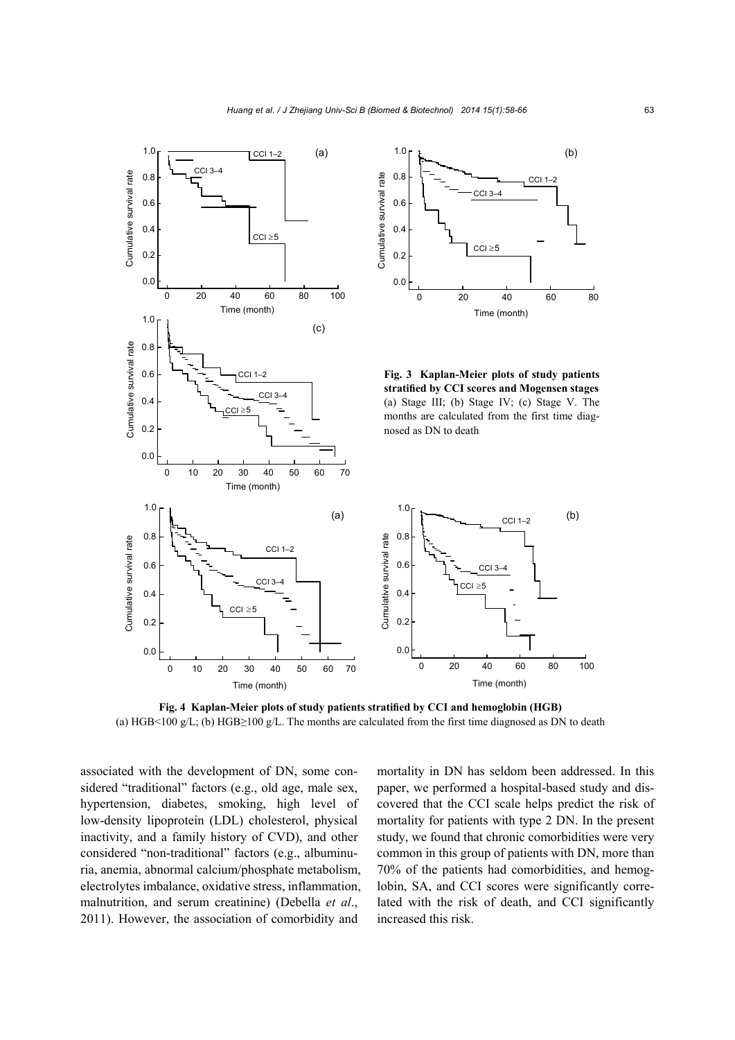**Fig. 3 Kaplan-Meier plots of study patients stratified by CCI scores and Mogensen stages** (a) Stage III; (b) Stage IV; (c) Stage V. The months are calculated from the first time diagnosed as DN to death

**Fig. 4 Kaplan-Meier plots of study patients stratified by CCI and hemoglobin (HGB)** (a) HGB<100 g/L; (b) HGB≥100 g/L. The months are calculated from the first time diagnosed as DN to death

associated with the development of DN, some considered "traditional" factors (e.g., old age, male sex, hypertension, diabetes, smoking, high level of low-density lipoprotein (LDL) cholesterol, physical inactivity, and a family history of CVD), and other considered "non-traditional" factors (e.g., albuminuria, anemia, abnormal calcium/phosphate metabolism, electrolytes imbalance, oxidative stress, inflammation, malnutrition, and serum creatinine) (Debella *et al*., 2011). However, the association of comorbidity and mortality in DN has seldom been addressed. In this paper, we performed a hospital-based study and discovered that the CCI scale helps predict the risk of mortality for patients with type 2 DN. In the present study, we found that chronic comorbidities were very common in this group of patients with DN, more than 70% of the patients had comorbidities, and hemoglobin, SA, and CCI scores were significantly correlated with the risk of death, and CCI significantly increased this risk.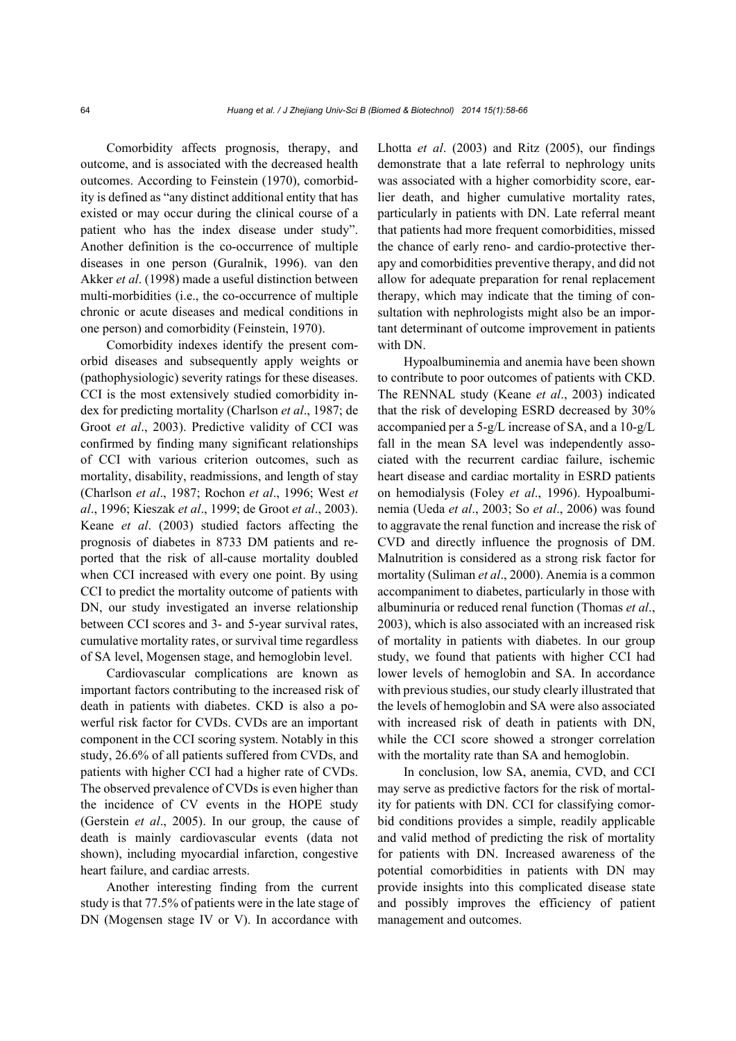Comorbidity affects prognosis, therapy, and outcome, and is associated with the decreased health outcomes. According to Feinstein (1970), comorbidity is defined as "any distinct additional entity that has existed or may occur during the clinical course of a patient who has the index disease under study". Another definition is the co-occurrence of multiple diseases in one person (Guralnik, 1996). van den Akker *et al*. (1998) made a useful distinction between multi-morbidities (i.e., the co-occurrence of multiple chronic or acute diseases and medical conditions in one person) and comorbidity (Feinstein, 1970).

Comorbidity indexes identify the present comorbid diseases and subsequently apply weights or (pathophysiologic) severity ratings for these diseases. CCI is the most extensively studied comorbidity index for predicting mortality (Charlson *et al*., 1987; de Groot *et al*., 2003). Predictive validity of CCI was confirmed by finding many significant relationships of CCI with various criterion outcomes, such as mortality, disability, readmissions, and length of stay (Charlson *et al*., 1987; Rochon *et al*., 1996; West *et al*., 1996; Kieszak *et al*., 1999; de Groot *et al*., 2003). Keane *et al*. (2003) studied factors affecting the prognosis of diabetes in 8733 DM patients and reported that the risk of all-cause mortality doubled when CCI increased with every one point. By using CCI to predict the mortality outcome of patients with DN, our study investigated an inverse relationship between CCI scores and 3- and 5-year survival rates, cumulative mortality rates, or survival time regardless of SA level, Mogensen stage, and hemoglobin level.

Cardiovascular complications are known as important factors contributing to the increased risk of death in patients with diabetes. CKD is also a powerful risk factor for CVDs. CVDs are an important component in the CCI scoring system. Notably in this study, 26.6% of all patients suffered from CVDs, and patients with higher CCI had a higher rate of CVDs. The observed prevalence of CVDs is even higher than the incidence of CV events in the HOPE study (Gerstein *et al*., 2005). In our group, the cause of death is mainly cardiovascular events (data not shown), including myocardial infarction, congestive heart failure, and cardiac arrests.

Another interesting finding from the current study is that 77.5% of patients were in the late stage of DN (Mogensen stage IV or V). In accordance with Lhotta *et al*. (2003) and Ritz (2005), our findings demonstrate that a late referral to nephrology units was associated with a higher comorbidity score, earlier death, and higher cumulative mortality rates, particularly in patients with DN. Late referral meant that patients had more frequent comorbidities, missed the chance of early reno- and cardio-protective therapy and comorbidities preventive therapy, and did not allow for adequate preparation for renal replacement therapy, which may indicate that the timing of consultation with nephrologists might also be an important determinant of outcome improvement in patients with DN.

Hypoalbuminemia and anemia have been shown to contribute to poor outcomes of patients with CKD. The RENNAL study (Keane *et al*., 2003) indicated that the risk of developing ESRD decreased by 30% accompanied per a 5-g/L increase of SA, and a 10-g/L fall in the mean SA level was independently associated with the recurrent cardiac failure, ischemic heart disease and cardiac mortality in ESRD patients on hemodialysis (Foley *et al*., 1996). Hypoalbuminemia (Ueda *et al*., 2003; So *et al*., 2006) was found to aggravate the renal function and increase the risk of CVD and directly influence the prognosis of DM. Malnutrition is considered as a strong risk factor for mortality (Suliman *et al*., 2000). Anemia is a common accompaniment to diabetes, particularly in those with albuminuria or reduced renal function (Thomas *et al*., 2003), which is also associated with an increased risk of mortality in patients with diabetes. In our group study, we found that patients with higher CCI had lower levels of hemoglobin and SA. In accordance with previous studies, our study clearly illustrated that the levels of hemoglobin and SA were also associated with increased risk of death in patients with DN, while the CCI score showed a stronger correlation with the mortality rate than SA and hemoglobin.

In conclusion, low SA, anemia, CVD, and CCI may serve as predictive factors for the risk of mortality for patients with DN. CCI for classifying comorbid conditions provides a simple, readily applicable and valid method of predicting the risk of mortality for patients with DN. Increased awareness of the potential comorbidities in patients with DN may provide insights into this complicated disease state and possibly improves the efficiency of patient management and outcomes.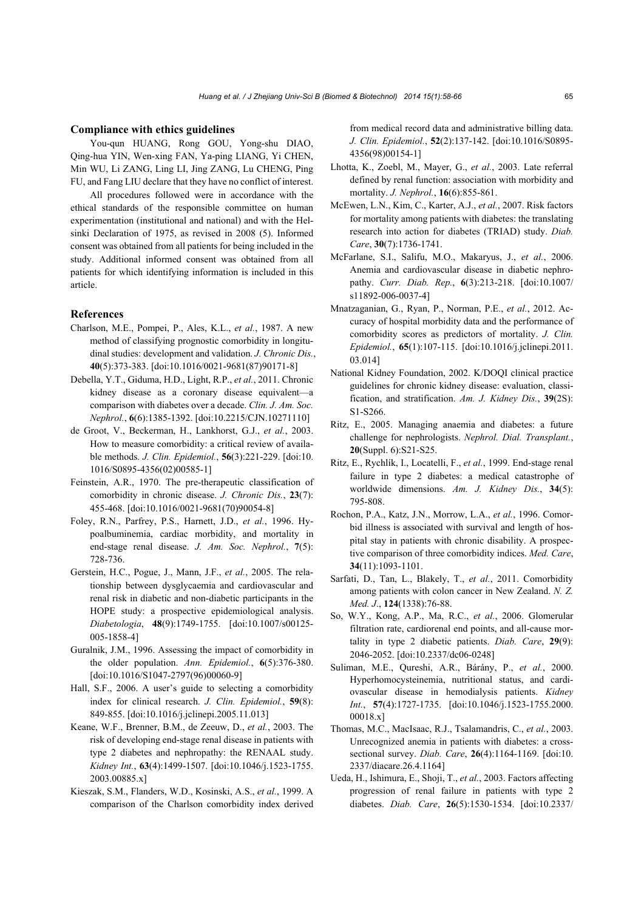## Compliance with ethics guidelines

You-qun HUANG, Rong GOU, Yong-shu DIAO, Qing-hua YIN, Wen-xing FAN, Ya-ping LIANG, Yi CHEN, Min WU, Li ZANG, Ling LI, Jing ZANG, Lu CHENG, Ping FU, and Fang LIU declare that they have no conflict of interest.

All procedures followed were in accordance with the ethical standards of the responsible committee on human experimentation (institutional and national) and with the Helsinki Declaration of 1975, as revised in 2008 (5). Informed consent was obtained from all patients for being included in the study. Additional informed consent was obtained from all patients for which identifying information is included in this article.

## References

Charlson, M.E., Pompei, P., Ales, K.L., *et al.*, 1987. A new method of classifying prognostic comorbidity in longitudinal studies: development and validation. *J. Chronic Dis.*, **40**(5):373-383. [doi:10.1016/0021-9681(87)90171-8]

Debella, Y.T., Giduma, H.D., Light, R.P., *et al.*, 2011. Chronic kidney disease as a coronary disease equivalent—a comparison with diabetes over a decade. *Clin. J. Am. Soc. Nephrol.*, **6**(6):1385-1392. [doi:10.2215/CJN.10271110]

de Groot, V., Beckerman, H., Lankhorst, G.J., *et al.*, 2003. How to measure comorbidity: a critical review of available methods. *J. Clin. Epidemiol.*, **56**(3):221-229. [doi:10.1016/S0895-4356(02)00585-1]

Feinstein, A.R., 1970. The pre-therapeutic classification of comorbidity in chronic disease. *J. Chronic Dis.*, **23**(7): 455-468. [doi:10.1016/0021-9681(70)90054-8]

Foley, R.N., Parfrey, P.S., Harnett, J.D., *et al.*, 1996. Hypoalbuminemia, cardiac morbidity, and mortality in end-stage renal disease. *J. Am. Soc. Nephrol.*, **7**(5): 728-736.

Gerstein, H.C., Pogue, J., Mann, J.F., *et al.*, 2005. The relationship between dysglycaemia and cardiovascular and renal risk in diabetic and non-diabetic participants in the HOPE study: a prospective epidemiological analysis. *Diabetologia*, **48**(9):1749-1755. [doi:10.1007/s00125-005-1858-4]

Guralnik, J.M., 1996. Assessing the impact of comorbidity in the older population. *Ann. Epidemiol.*, **6**(5):376-380. [doi:10.1016/S1047-2797(96)00060-9]

Hall, S.F., 2006. A user's guide to selecting a comorbidity index for clinical research. *J. Clin. Epidemiol.*, **59**(8): 849-855. [doi:10.1016/j.jclinepi.2005.11.013]

Keane, W.F., Brenner, B.M., de Zeeuw, D., *et al.*, 2003. The risk of developing end-stage renal disease in patients with type 2 diabetes and nephropathy: the RENAAL study. *Kidney Int.*, **63**(4):1499-1507. [doi:10.1046/j.1523-1755.2003.00885.x]

Kieszak, S.M., Flanders, W.D., Kosinski, A.S., *et al.*, 1999. A comparison of the Charlson comorbidity index derived from medical record data and administrative billing data. *J. Clin. Epidemiol.*, **52**(2):137-142. [doi:10.1016/S0895-4356(98)00154-1]

Lhotta, K., Zoebl, M., Mayer, G., *et al.*, 2003. Late referral defined by renal function: association with morbidity and mortality. *J. Nephrol.*, **16**(6):855-861.

McEwen, L.N., Kim, C., Karter, A.J., *et al.*, 2007. Risk factors for mortality among patients with diabetes: the translating research into action for diabetes (TRIAD) study. *Diab. Care*, **30**(7):1736-1741.

McFarlane, S.I., Salifu, M.O., Makaryus, J., *et al.*, 2006. Anemia and cardiovascular disease in diabetic nephropathy. *Curr. Diab. Rep.*, **6**(3):213-218. [doi:10.1007/s11892-006-0037-4]

Mnatzaganian, G., Ryan, P., Norman, P.E., *et al.*, 2012. Accuracy of hospital morbidity data and the performance of comorbidity scores as predictors of mortality. *J. Clin. Epidemiol.*, **65**(1):107-115. [doi:10.1016/j.jclinepi.2011.03.014]

National Kidney Foundation, 2002. K/DOQI clinical practice guidelines for chronic kidney disease: evaluation, classification, and stratification. *Am. J. Kidney Dis.*, **39**(2S): S1-S266.

Ritz, E., 2005. Managing anaemia and diabetes: a future challenge for nephrologists. *Nephrol. Dial. Transplant.*, **20**(Suppl. 6):S21-S25.

Ritz, E., Rychlík, I., Locatelli, F., *et al.*, 1999. End-stage renal failure in type 2 diabetes: a medical catastrophe of worldwide dimensions. *Am. J. Kidney Dis.*, **34**(5): 795-808.

Rochon, P.A., Katz, J.N., Morrow, L.A., *et al.*, 1996. Comorbid illness is associated with survival and length of hospital stay in patients with chronic disability. A prospective comparison of three comorbidity indices. *Med. Care*, **34**(11):1093-1101.

Sarfati, D., Tan, L., Blakely, T., *et al.*, 2011. Comorbidity among patients with colon cancer in New Zealand. *N. Z. Med. J.*, **124**(1338):76-88.

So, W.Y., Kong, A.P., Ma, R.C., *et al.*, 2006. Glomerular filtration rate, cardiorenal end points, and all-cause mortality in type 2 diabetic patients. *Diab. Care*, **29**(9): 2046-2052. [doi:10.2337/dc06-0248]

Suliman, M.E., Qureshi, A.R., Bárány, P., *et al.*, 2000. Hyperhomocysteinemia, nutritional status, and cardiovascular disease in hemodialysis patients. *Kidney Int.*, **57**(4):1727-1735. [doi:10.1046/j.1523-1755.2000.00018.x]

Thomas, M.C., MacIsaac, R.J., Tsalamandris, C., *et al.*, 2003. Unrecognized anemia in patients with diabetes: a cross-sectional survey. *Diab. Care*, **26**(4):1164-1169. [doi:10.2337/diacare.26.4.1164]

Ueda, H., Ishimura, E., Shoji, T., *et al.*, 2003. Factors affecting progression of renal failure in patients with type 2 diabetes. *Diab. Care*, **26**(5):1530-1534. [doi:10.2337/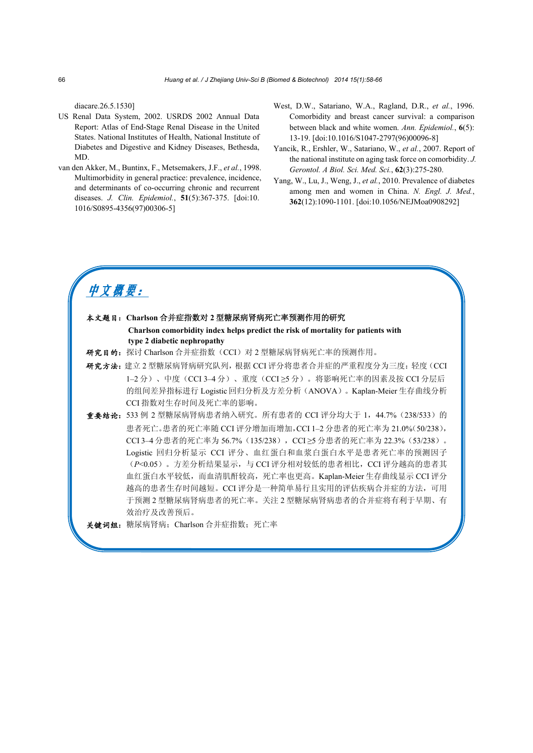diacare.26.5.1530]

US Renal Data System, 2002. USRDS 2002 Annual Data Report: Atlas of End-Stage Renal Disease in the United States. National Institutes of Health, National Institute of Diabetes and Digestive and Kidney Diseases, Bethesda, MD.

van den Akker, M., Buntinx, F., Metsemakers, J.F., *et al.*, 1998. Multimorbidity in general practice: prevalence, incidence, and determinants of co-occurring chronic and recurrent diseases. *J. Clin. Epidemiol.*, **51**(5):367-375. [doi:10.1016/S0895-4356(97)00306-5]

West, D.W., Satariano, W.A., Ragland, D.R., *et al.*, 1996. Comorbidity and breast cancer survival: a comparison between black and white women. *Ann. Epidemiol.*, **6**(5): 13-19. [doi:10.1016/S1047-2797(96)00096-8]

Yancik, R., Ershler, W., Satariano, W., *et al.*, 2007. Report of the national institute on aging task force on comorbidity. *J. Gerontol. A Biol. Sci. Med. Sci.*, **62**(3):275-280.

Yang, W., Lu, J., Weng, J., *et al.*, 2010. Prevalence of diabetes among men and women in China. *N. Engl. J. Med.*, **362**(12):1090-1101. [doi:10.1056/NEJMoa0908292]

## 中文概要：

**本文题目：Charlson 合并症指数对 2 型糖尿病肾病死亡率预测作用的研究**

**Charlson comorbidity index helps predict the risk of mortality for patients with type 2 diabetic nephropathy**

**研究目的：**探讨 Charlson 合并症指数（CCI）对 2 型糖尿病肾病死亡率的预测作用。

**研究方法：**建立 2 型糖尿病肾病研究队列，根据 CCI 评分将患者合并症的严重程度分为三度：轻度（CCI 1–2 分）、中度（CCI 3–4 分）、重度（CCI ≥5 分）。将影响死亡率的因素及按 CCI 分层后的组间差异指标进行 Logistic 回归分析及方差分析（ANOVA）。Kaplan-Meier 生存曲线分析 CCI 指数对生存时间及死亡率的影响。

**重要结论：**533 例 2 型糖尿病肾病患者纳入研究。所有患者的 CCI 评分均大于 1，44.7%（238/533）的患者死亡。患者的死亡率随 CCI 评分增加而增加，CCI 1–2 分患者的死亡率为 21.0%（50/238），CCI 3–4 分患者的死亡率为 56.7%（135/238），CCI ≥5 分患者的死亡率为 22.3%（53/238）。Logistic 回归分析显示 CCI 评分、血红蛋白和血浆白蛋白水平是患者死亡率的预测因子（$P<0.05$）。方差分析结果显示，与 CCI 评分相对较低的患者相比，CCI 评分越高的患者其血红蛋白水平较低，而血清肌酐较高，死亡率也更高。Kaplan-Meier 生存曲线显示 CCI 评分越高的患者生存时间越短。CCI 评分是一种简单易行且实用的评估疾病合并症的方法，可用于预测 2 型糖尿病肾病患者的死亡率。关注 2 型糖尿病肾病患者的合并症将有利于早期、有效治疗及改善预后。

**关键词组：**糖尿病肾病；Charlson 合并症指数；死亡率